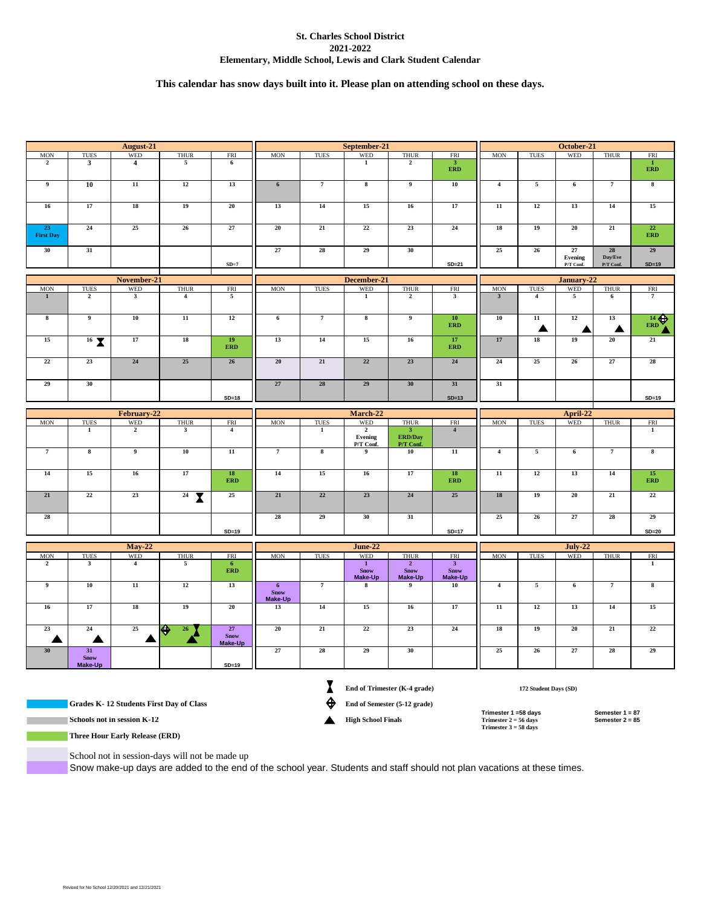**St. Charles School District**
**2021-2022**
**Elementary, Middle School, Lewis and Clark Student Calendar**

**This calendar has snow days built into it. Please plan on attending school on these days.**

### August-21

| MON | TUES | WED | THUR | FRI |
|---|---|---|---|---|
| 2 | 3 | 4 | 5 | 6 |
| 9 | 10 | 11 | 12 | 13 |
| 16 | 17 | 18 | 19 | 20 |
| 23 First Day | 24 | 25 | 26 | 27 |
| 30 | 31 | | | SD=7 |

### September-21

| MON | TUES | WED | THUR | FRI |
|---|---|---|---|---|
| | | 1 | 2 | 3 ERD |
| 6 | 7 | 8 | 9 | 10 |
| 13 | 14 | 15 | 16 | 17 |
| 20 | 21 | 22 | 23 | 24 |
| 27 | 28 | 29 | 30 | SD=21 |

### October-21

| MON | TUES | WED | THUR | FRI |
|---|---|---|---|---|
| | | | | 1 ERD |
| 4 | 5 | 6 | 7 | 8 |
| 11 | 12 | 13 | 14 | 15 |
| 18 | 19 | 20 | 21 | 22 ERD |
| 25 | 26 | 27 Evening P/T Conf. | 28 Day/Eve P/T Conf. | 29 SD=19 |

### November-21

| MON | TUES | WED | THUR | FRI |
|---|---|---|---|---|
| 1 | 2 | 3 | 4 | 5 |
| 8 | 9 | 10 | 11 | 12 |
| 15 | 16 ⧗ | 17 | 18 | 19 ERD |
| 22 | 23 | 24 | 25 | 26 |
| 29 | 30 | | | SD=18 |

### December-21

| MON | TUES | WED | THUR | FRI |
|---|---|---|---|---|
| | | 1 | 2 | 3 |
| 6 | 7 | 8 | 9 | 10 ERD |
| 13 | 14 | 15 | 16 | 17 ERD |
| 20 | 21 | 22 | 23 | 24 |
| 27 | 28 | 29 | 30 | 31 SD=13 |

### January-22

| MON | TUES | WED | THUR | FRI |
|---|---|---|---|---|
| 3 | 4 | 5 | 6 | 7 |
| 10 | 11 ▲ | 12 ▲ | 13 ▲ | 14 ⊕ ERD ▲ |
| 17 | 18 | 19 | 20 | 21 |
| 24 | 25 | 26 | 27 | 28 |
| 31 | | | | SD=19 |

### February-22

| MON | TUES | WED | THUR | FRI |
|---|---|---|---|---|
| | 1 | 2 | 3 | 4 |
| 7 | 8 | 9 | 10 | 11 |
| 14 | 15 | 16 | 17 | 18 ERD |
| 21 | 22 | 23 | 24 ⧗ | 25 |
| 28 | | | | SD=19 |

### March-22

| MON | TUES | WED | THUR | FRI |
|---|---|---|---|---|
| | 1 | 2 Evening P/T Conf. | 3 ERD/Day P/T Conf. | 4 |
| 7 | 8 | 9 | 10 | 11 |
| 14 | 15 | 16 | 17 | 18 ERD |
| 21 | 22 | 23 | 24 | 25 |
| 28 | 29 | 30 | 31 | SD=17 |

### April-22

| MON | TUES | WED | THUR | FRI |
|---|---|---|---|---|
| | | | | 1 |
| 4 | 5 | 6 | 7 | 8 |
| 11 | 12 | 13 | 14 | 15 ERD |
| 18 | 19 | 20 | 21 | 22 |
| 25 | 26 | 27 | 28 | 29 SD=20 |

### May-22

| MON | TUES | WED | THUR | FRI |
|---|---|---|---|---|
| 2 | 3 | 4 | 5 | 6 ERD |
| 9 | 10 | 11 | 12 | 13 |
| 16 | 17 | 18 | 19 | 20 |
| 23 ▲ | 24 ▲ | 25 ▲ | ⊕ 26 ⧗ ▲ | 27 Snow Make-Up |
| 30 | 31 Snow Make-Up | | | SD=19 |

### June-22

| MON | TUES | WED | THUR | FRI |
|---|---|---|---|---|
| | | 1 Snow Make-Up | 2 Snow Make-Up | 3 Snow Make-Up |
| 6 Snow Make-Up | 7 | 8 | 9 | 10 |
| 13 | 14 | 15 | 16 | 17 |
| 20 | 21 | 22 | 23 | 24 |
| 27 | 28 | 29 | 30 | |

### July-22

| MON | TUES | WED | THUR | FRI |
|---|---|---|---|---|
| | | | | 1 |
| 4 | 5 | 6 | 7 | 8 |
| 11 | 12 | 13 | 14 | 15 |
| 18 | 19 | 20 | 21 | 22 |
| 25 | 26 | 27 | 28 | 29 |

### Legend

- ⧗ End of Trimester (K-4 grade)
- ⊕ End of Semester (5-12 grade)
- ▲ High School Finals
- **Grades K- 12 Students First Day of Class** (blue)
- **Schools not in session K-12** (gray)
- **Three Hour Early Release (ERD)** (green)
- School not in session-days will not be made up (light lavender)
- Snow make-up days are added to the end of the school year. Students and staff should not plan vacations at these times. (purple)

**172 Student Days (SD)**

**Trimester 1 =58 days**
**Trimester 2 = 56 days**
**Trimester 3 = 58 days**

**Semester 1 = 87**
**Semester 2 = 85**

Revised for No School 12/20/2021 and 12/21/2021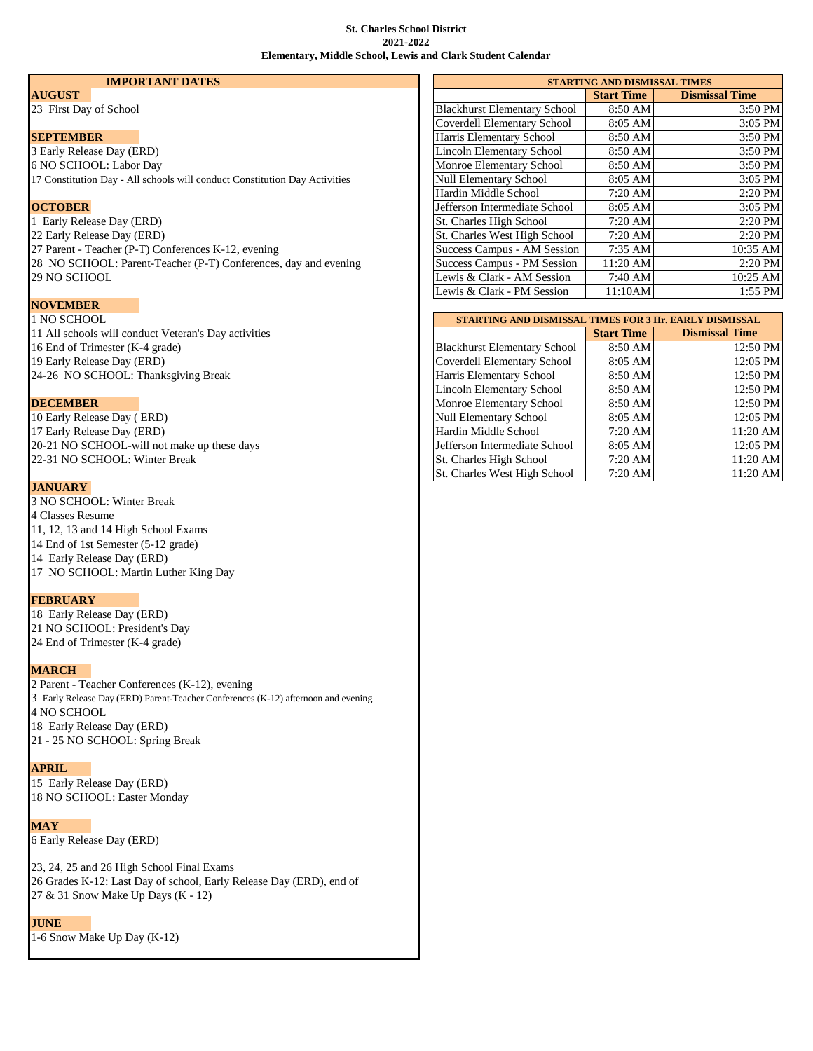**St. Charles School District**
**2021-2022**
**Elementary, Middle School, Lewis and Clark Student Calendar**

## IMPORTANT DATES

### AUGUST
23 First Day of School

### SEPTEMBER
3 Early Release Day (ERD)
6 NO SCHOOL: Labor Day
17 Constitution Day - All schools will conduct Constitution Day Activities

### OCTOBER
1 Early Release Day (ERD)
22 Early Release Day (ERD)
27 Parent - Teacher (P-T) Conferences K-12, evening
28 NO SCHOOL: Parent-Teacher (P-T) Conferences, day and evening
29 NO SCHOOL

### NOVEMBER
1 NO SCHOOL
11 All schools will conduct Veteran's Day activities
16 End of Trimester (K-4 grade)
19 Early Release Day (ERD)
24-26 NO SCHOOL: Thanksgiving Break

### DECEMBER
10 Early Release Day ( ERD)
17 Early Release Day (ERD)
20-21 NO SCHOOL-will not make up these days
22-31 NO SCHOOL: Winter Break

### JANUARY
3 NO SCHOOL: Winter Break
4 Classes Resume
11, 12, 13 and 14 High School Exams
14 End of 1st Semester (5-12 grade)
14 Early Release Day (ERD)
17 NO SCHOOL: Martin Luther King Day

### FEBRUARY
18 Early Release Day (ERD)
21 NO SCHOOL: President's Day
24 End of Trimester (K-4 grade)

### MARCH
2 Parent - Teacher Conferences (K-12), evening
3 Early Release Day (ERD) Parent-Teacher Conferences (K-12) afternoon and evening
4 NO SCHOOL
18 Early Release Day (ERD)
21 - 25 NO SCHOOL: Spring Break

### APRIL
15 Early Release Day (ERD)
18 NO SCHOOL: Easter Monday

### MAY
6 Early Release Day (ERD)

23, 24, 25 and 26 High School Final Exams
26 Grades K-12: Last Day of school, Early Release Day (ERD), end of
27 & 31 Snow Make Up Days (K - 12)

### JUNE
1-6 Snow Make Up Day (K-12)

## STARTING AND DISMISSAL TIMES

| | Start Time | Dismissal Time |
|---|---|---|
| Blackhurst Elementary School | 8:50 AM | 3:50 PM |
| Coverdell Elementary School | 8:05 AM | 3:05 PM |
| Harris Elementary School | 8:50 AM | 3:50 PM |
| Lincoln Elementary School | 8:50 AM | 3:50 PM |
| Monroe Elementary School | 8:50 AM | 3:50 PM |
| Null Elementary School | 8:05 AM | 3:05 PM |
| Hardin Middle School | 7:20 AM | 2:20 PM |
| Jefferson Intermediate School | 8:05 AM | 3:05 PM |
| St. Charles High School | 7:20 AM | 2:20 PM |
| St. Charles West High School | 7:20 AM | 2:20 PM |
| Success Campus - AM Session | 7:35 AM | 10:35 AM |
| Success Campus - PM Session | 11:20 AM | 2:20 PM |
| Lewis & Clark - AM Session | 7:40 AM | 10:25 AM |
| Lewis & Clark - PM Session | 11:10AM | 1:55 PM |

## STARTING AND DISMISSAL TIMES FOR 3 Hr. EARLY DISMISSAL

| | Start Time | Dismissal Time |
|---|---|---|
| Blackhurst Elementary School | 8:50 AM | 12:50 PM |
| Coverdell Elementary School | 8:05 AM | 12:05 PM |
| Harris Elementary School | 8:50 AM | 12:50 PM |
| Lincoln Elementary School | 8:50 AM | 12:50 PM |
| Monroe Elementary School | 8:50 AM | 12:50 PM |
| Null Elementary School | 8:05 AM | 12:05 PM |
| Hardin Middle School | 7:20 AM | 11:20 AM |
| Jefferson Intermediate School | 8:05 AM | 12:05 PM |
| St. Charles High School | 7:20 AM | 11:20 AM |
| St. Charles West High School | 7:20 AM | 11:20 AM |